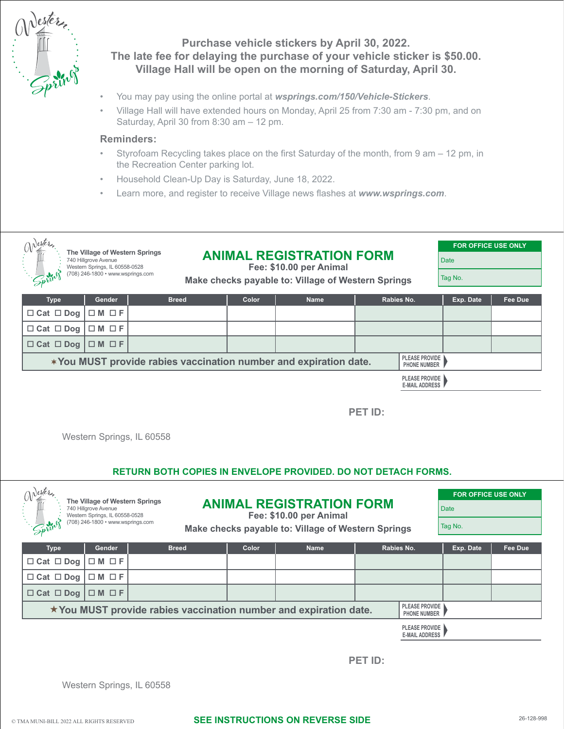**Purchase vehicle stickers by April 30, 2022.**
**The late fee for delaying the purchase of your vehicle sticker is $50.00.**
**Village Hall will be open on the morning of Saturday, April 30.**

- You may pay using the online portal at ***wsprings.com/150/Vehicle-Stickers***.
- Village Hall will have extended hours on Monday, April 25 from 7:30 am - 7:30 pm, and on Saturday, April 30 from 8:30 am – 12 pm.

**Reminders:**

- Styrofoam Recycling takes place on the first Saturday of the month, from 9 am – 12 pm, in the Recreation Center parking lot.
- Household Clean-Up Day is Saturday, June 18, 2022.
- Learn more, and register to receive Village news flashes at ***www.wsprings.com***.

---

**The Village of Western Springs**
740 Hillgrove Avenue
Western Springs, IL 60558-0528
(708) 246-1800 • www.wsprings.com

## ANIMAL REGISTRATION FORM

**Fee: $10.00 per Animal**
**Make checks payable to: Village of Western Springs**

| FOR OFFICE USE ONLY |
|---|
| Date |
| Tag No. |

| Type | Gender | Breed | Color | Name | Rabies No. | Exp. Date | Fee Due |
|---|---|---|---|---|---|---|---|
| ☐ Cat ☐ Dog | ☐ M ☐ F | | | | | | |
| ☐ Cat ☐ Dog | ☐ M ☐ F | | | | | | |
| ☐ Cat ☐ Dog | ☐ M ☐ F | | | | | | |

**★You MUST provide rabies vaccination number and expiration date.**

PLEASE PROVIDE PHONE NUMBER

PLEASE PROVIDE E-MAIL ADDRESS

**PET ID:**

Western Springs, IL 60558

**RETURN BOTH COPIES IN ENVELOPE PROVIDED. DO NOT DETACH FORMS.**

---

**The Village of Western Springs**
740 Hillgrove Avenue
Western Springs, IL 60558-0528
(708) 246-1800 • www.wsprings.com

## ANIMAL REGISTRATION FORM

**Fee: $10.00 per Animal**
**Make checks payable to: Village of Western Springs**

| FOR OFFICE USE ONLY |
|---|
| Date |
| Tag No. |

| Type | Gender | Breed | Color | Name | Rabies No. | Exp. Date | Fee Due |
|---|---|---|---|---|---|---|---|
| ☐ Cat ☐ Dog | ☐ M ☐ F | | | | | | |
| ☐ Cat ☐ Dog | ☐ M ☐ F | | | | | | |
| ☐ Cat ☐ Dog | ☐ M ☐ F | | | | | | |

**★You MUST provide rabies vaccination number and expiration date.**

PLEASE PROVIDE PHONE NUMBER

PLEASE PROVIDE E-MAIL ADDRESS

**PET ID:**

Western Springs, IL 60558

© TMA MUNI-BILL 2022 ALL RIGHTS RESERVED

**SEE INSTRUCTIONS ON REVERSE SIDE**

26-128-998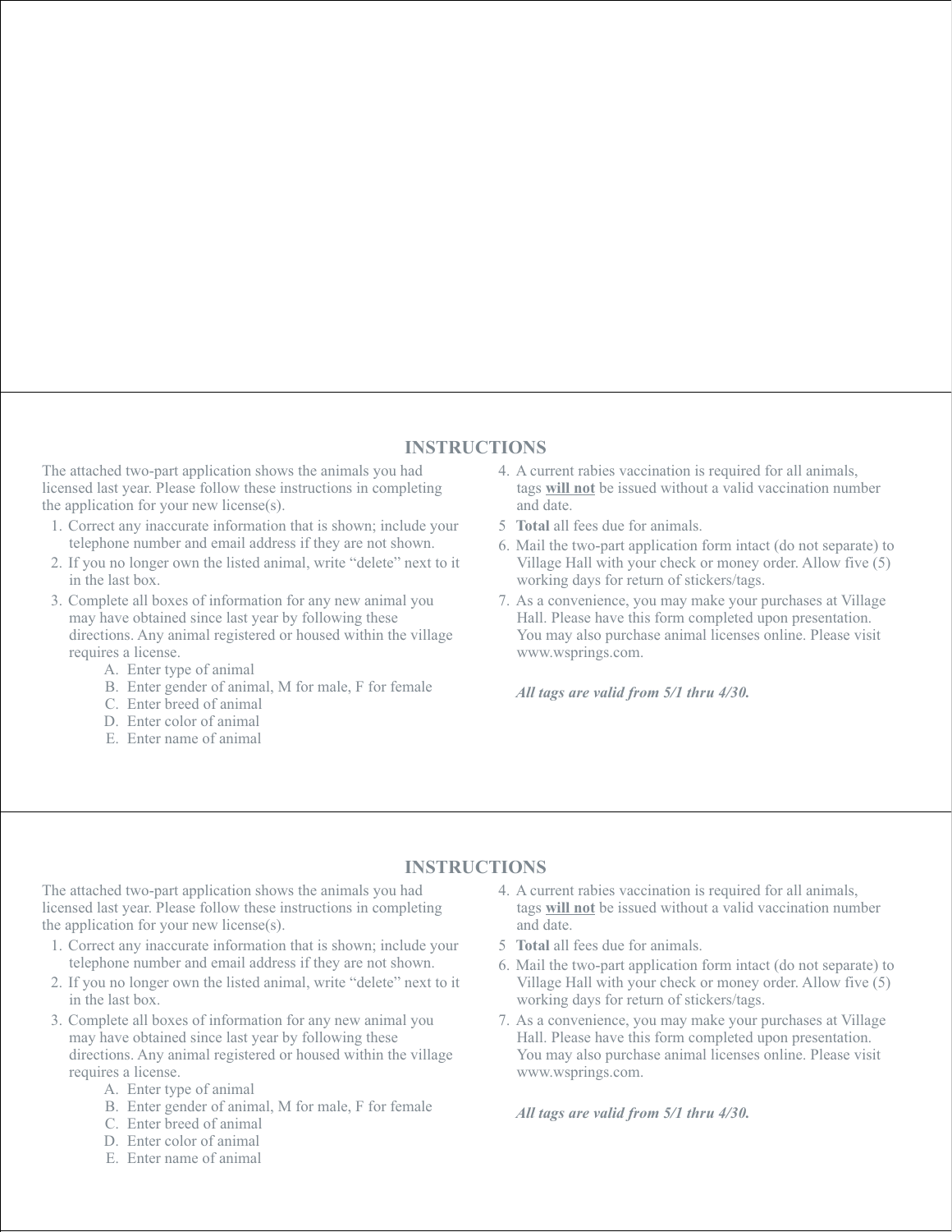## INSTRUCTIONS

The attached two-part application shows the animals you had licensed last year. Please follow these instructions in completing the application for your new license(s).

1. Correct any inaccurate information that is shown; include your telephone number and email address if they are not shown.
2. If you no longer own the listed animal, write "delete" next to it in the last box.
3. Complete all boxes of information for any new animal you may have obtained since last year by following these directions. Any animal registered or housed within the village requires a license.
   - A. Enter type of animal
   - B. Enter gender of animal, M for male, F for female
   - C. Enter breed of animal
   - D. Enter color of animal
   - E. Enter name of animal
4. A current rabies vaccination is required for all animals, tags **will not** be issued without a valid vaccination number and date.
5. **Total** all fees due for animals.
6. Mail the two-part application form intact (do not separate) to Village Hall with your check or money order. Allow five (5) working days for return of stickers/tags.
7. As a convenience, you may make your purchases at Village Hall. Please have this form completed upon presentation. You may also purchase animal licenses online. Please visit www.wsprings.com.

***All tags are valid from 5/1 thru 4/30.***

## INSTRUCTIONS

The attached two-part application shows the animals you had licensed last year. Please follow these instructions in completing the application for your new license(s).

1. Correct any inaccurate information that is shown; include your telephone number and email address if they are not shown.
2. If you no longer own the listed animal, write "delete" next to it in the last box.
3. Complete all boxes of information for any new animal you may have obtained since last year by following these directions. Any animal registered or housed within the village requires a license.
   - A. Enter type of animal
   - B. Enter gender of animal, M for male, F for female
   - C. Enter breed of animal
   - D. Enter color of animal
   - E. Enter name of animal
4. A current rabies vaccination is required for all animals, tags **will not** be issued without a valid vaccination number and date.
5. **Total** all fees due for animals.
6. Mail the two-part application form intact (do not separate) to Village Hall with your check or money order. Allow five (5) working days for return of stickers/tags.
7. As a convenience, you may make your purchases at Village Hall. Please have this form completed upon presentation. You may also purchase animal licenses online. Please visit www.wsprings.com.

***All tags are valid from 5/1 thru 4/30.***